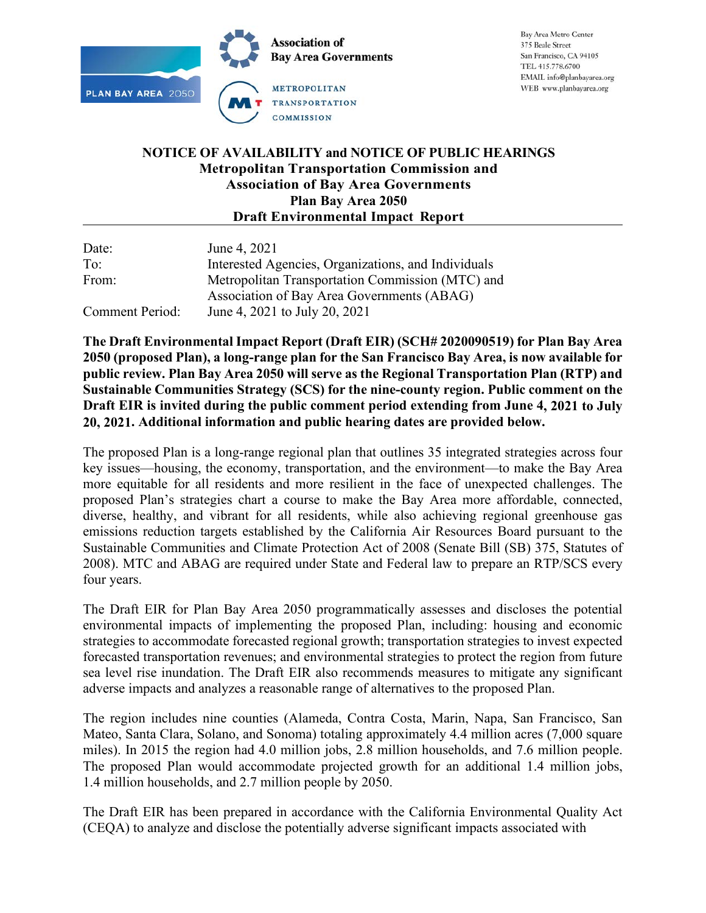Association of Bay Area Governments

METROPOLITAN TRANSPORTATION COMMISSION

PLAN BAY AREA 2050

Bay Area Metro Center
375 Beale Street
San Francisco, CA 94105
TEL 415.778.6700
EMAIL info@planbayarea.org
WEB www.planbayarea.org

# NOTICE OF AVAILABILITY and NOTICE OF PUBLIC HEARINGS
## Metropolitan Transportation Commission and Association of Bay Area Governments
## Plan Bay Area 2050
## Draft Environmental Impact Report

| | |
|---|---|
| Date: | June 4, 2021 |
| To: | Interested Agencies, Organizations, and Individuals |
| From: | Metropolitan Transportation Commission (MTC) and Association of Bay Area Governments (ABAG) |
| Comment Period: | June 4, 2021 to July 20, 2021 |

**The Draft Environmental Impact Report (Draft EIR) (SCH# 2020090519) for Plan Bay Area 2050 (proposed Plan), a long-range plan for the San Francisco Bay Area, is now available for public review. Plan Bay Area 2050 will serve as the Regional Transportation Plan (RTP) and Sustainable Communities Strategy (SCS) for the nine-county region. Public comment on the Draft EIR is invited during the public comment period extending from June 4, 2021 to July 20, 2021. Additional information and public hearing dates are provided below.**

The proposed Plan is a long-range regional plan that outlines 35 integrated strategies across four key issues—housing, the economy, transportation, and the environment—to make the Bay Area more equitable for all residents and more resilient in the face of unexpected challenges. The proposed Plan's strategies chart a course to make the Bay Area more affordable, connected, diverse, healthy, and vibrant for all residents, while also achieving regional greenhouse gas emissions reduction targets established by the California Air Resources Board pursuant to the Sustainable Communities and Climate Protection Act of 2008 (Senate Bill (SB) 375, Statutes of 2008). MTC and ABAG are required under State and Federal law to prepare an RTP/SCS every four years.

The Draft EIR for Plan Bay Area 2050 programmatically assesses and discloses the potential environmental impacts of implementing the proposed Plan, including: housing and economic strategies to accommodate forecasted regional growth; transportation strategies to invest expected forecasted transportation revenues; and environmental strategies to protect the region from future sea level rise inundation. The Draft EIR also recommends measures to mitigate any significant adverse impacts and analyzes a reasonable range of alternatives to the proposed Plan.

The region includes nine counties (Alameda, Contra Costa, Marin, Napa, San Francisco, San Mateo, Santa Clara, Solano, and Sonoma) totaling approximately 4.4 million acres (7,000 square miles). In 2015 the region had 4.0 million jobs, 2.8 million households, and 7.6 million people. The proposed Plan would accommodate projected growth for an additional 1.4 million jobs, 1.4 million households, and 2.7 million people by 2050.

The Draft EIR has been prepared in accordance with the California Environmental Quality Act (CEQA) to analyze and disclose the potentially adverse significant impacts associated with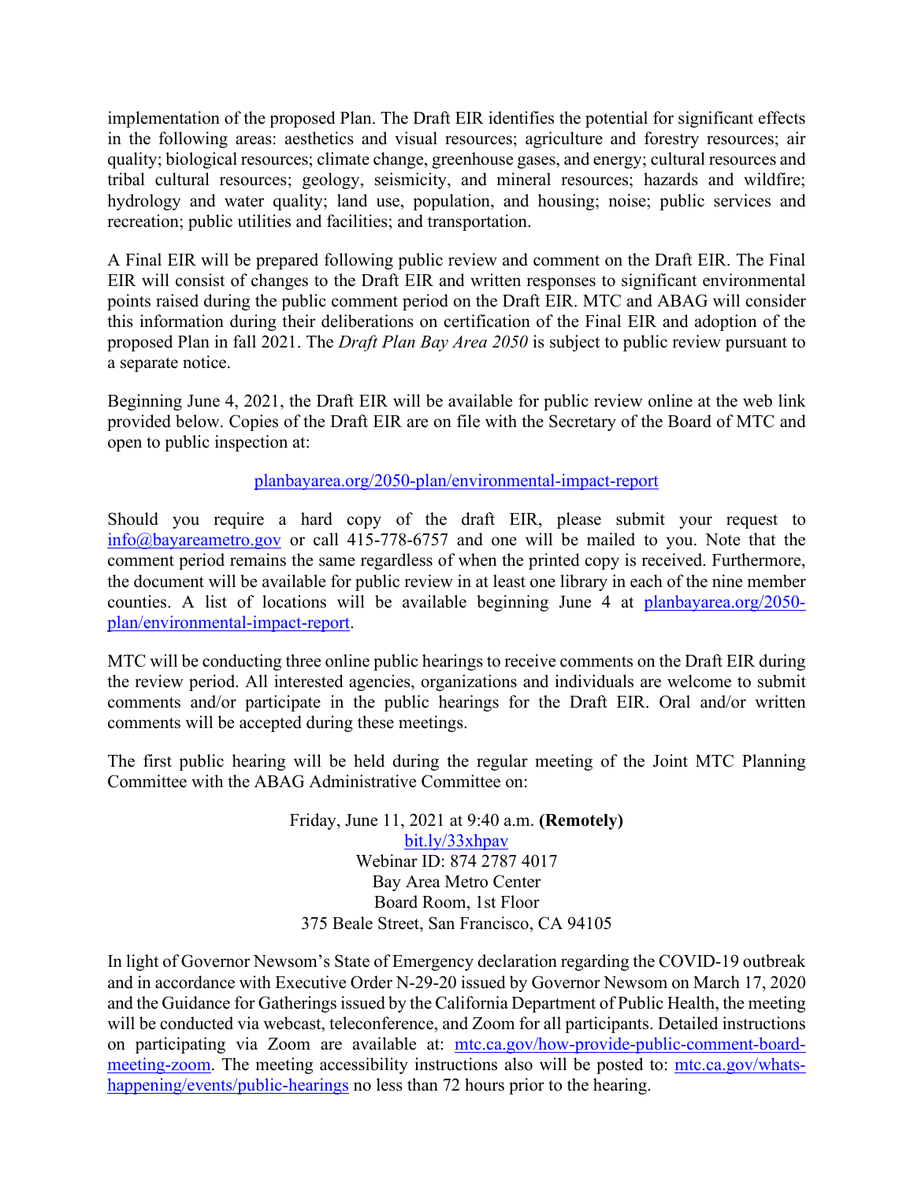implementation of the proposed Plan. The Draft EIR identifies the potential for significant effects in the following areas: aesthetics and visual resources; agriculture and forestry resources; air quality; biological resources; climate change, greenhouse gases, and energy; cultural resources and tribal cultural resources; geology, seismicity, and mineral resources; hazards and wildfire; hydrology and water quality; land use, population, and housing; noise; public services and recreation; public utilities and facilities; and transportation.

A Final EIR will be prepared following public review and comment on the Draft EIR. The Final EIR will consist of changes to the Draft EIR and written responses to significant environmental points raised during the public comment period on the Draft EIR. MTC and ABAG will consider this information during their deliberations on certification of the Final EIR and adoption of the proposed Plan in fall 2021. The *Draft Plan Bay Area 2050* is subject to public review pursuant to a separate notice.

Beginning June 4, 2021, the Draft EIR will be available for public review online at the web link provided below. Copies of the Draft EIR are on file with the Secretary of the Board of MTC and open to public inspection at:

[planbayarea.org/2050-plan/environmental-impact-report](planbayarea.org/2050-plan/environmental-impact-report)

Should you require a hard copy of the draft EIR, please submit your request to [info@bayareametro.gov](mailto:info@bayareametro.gov) or call 415-778-6757 and one will be mailed to you. Note that the comment period remains the same regardless of when the printed copy is received. Furthermore, the document will be available for public review in at least one library in each of the nine member counties. A list of locations will be available beginning June 4 at [planbayarea.org/2050-plan/environmental-impact-report](planbayarea.org/2050-plan/environmental-impact-report).

MTC will be conducting three online public hearings to receive comments on the Draft EIR during the review period. All interested agencies, organizations and individuals are welcome to submit comments and/or participate in the public hearings for the Draft EIR. Oral and/or written comments will be accepted during these meetings.

The first public hearing will be held during the regular meeting of the Joint MTC Planning Committee with the ABAG Administrative Committee on:

Friday, June 11, 2021 at 9:40 a.m. **(Remotely)**
[bit.ly/33xhpav](bit.ly/33xhpav)
Webinar ID: 874 2787 4017
Bay Area Metro Center
Board Room, 1st Floor
375 Beale Street, San Francisco, CA 94105

In light of Governor Newsom's State of Emergency declaration regarding the COVID-19 outbreak and in accordance with Executive Order N-29-20 issued by Governor Newsom on March 17, 2020 and the Guidance for Gatherings issued by the California Department of Public Health, the meeting will be conducted via webcast, teleconference, and Zoom for all participants. Detailed instructions on participating via Zoom are available at: [mtc.ca.gov/how-provide-public-comment-board-meeting-zoom](mtc.ca.gov/how-provide-public-comment-board-meeting-zoom). The meeting accessibility instructions also will be posted to: [mtc.ca.gov/whats-happening/events/public-hearings](mtc.ca.gov/whats-happening/events/public-hearings) no less than 72 hours prior to the hearing.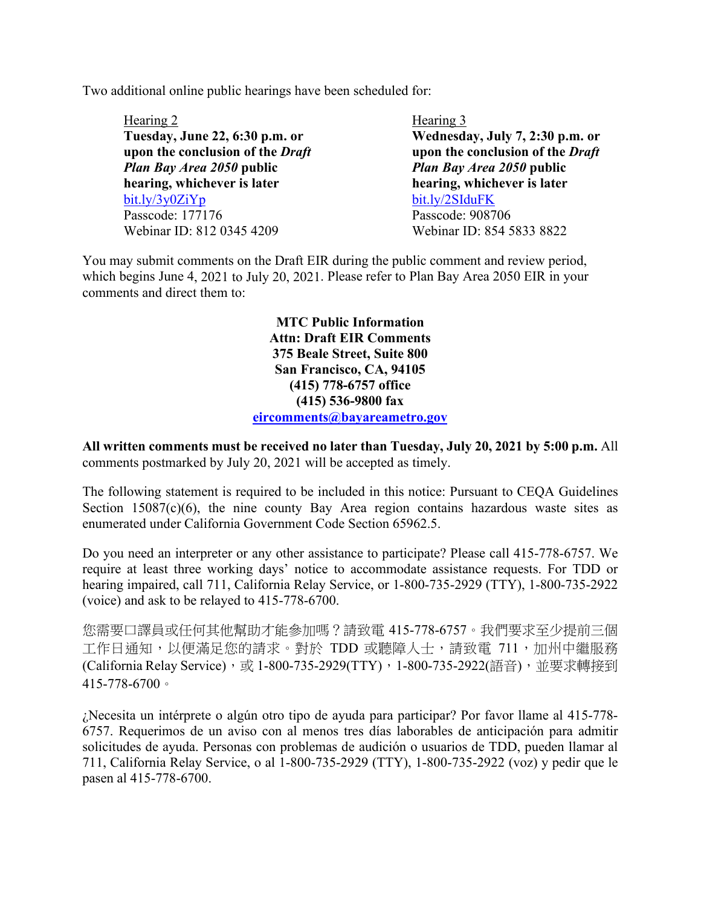Two additional online public hearings have been scheduled for:

Hearing 2
**Tuesday, June 22, 6:30 p.m. or upon the conclusion of the *Draft Plan Bay Area 2050* public hearing, whichever is later**
bit.ly/3y0ZiYp
Passcode: 177176
Webinar ID: 812 0345 4209

Hearing 3
**Wednesday, July 7, 2:30 p.m. or upon the conclusion of the *Draft Plan Bay Area 2050* public hearing, whichever is later**
bit.ly/2SIduFK
Passcode: 908706
Webinar ID: 854 5833 8822

You may submit comments on the Draft EIR during the public comment and review period, which begins June 4, 2021 to July 20, 2021. Please refer to Plan Bay Area 2050 EIR in your comments and direct them to:

**MTC Public Information**
**Attn: Draft EIR Comments**
**375 Beale Street, Suite 800**
**San Francisco, CA, 94105**
**(415) 778-6757 office**
**(415) 536-9800 fax**
**eircomments@bayareametro.gov**

**All written comments must be received no later than Tuesday, July 20, 2021 by 5:00 p.m.** All comments postmarked by July 20, 2021 will be accepted as timely.

The following statement is required to be included in this notice: Pursuant to CEQA Guidelines Section 15087(c)(6), the nine county Bay Area region contains hazardous waste sites as enumerated under California Government Code Section 65962.5.

Do you need an interpreter or any other assistance to participate? Please call 415-778-6757. We require at least three working days' notice to accommodate assistance requests. For TDD or hearing impaired, call 711, California Relay Service, or 1-800-735-2929 (TTY), 1-800-735-2922 (voice) and ask to be relayed to 415-778-6700.

您需要口譯員或任何其他幫助才能參加嗎？請致電 415-778-6757。我們要求至少提前三個工作日通知，以便滿足您的請求。對於 TDD 或聽障人士，請致電 711，加州中繼服務 (California Relay Service)，或 1-800-735-2929(TTY)，1-800-735-2922(語音)，並要求轉接到 415-778-6700。

¿Necesita un intérprete o algún otro tipo de ayuda para participar? Por favor llame al 415-778-6757. Requerimos de un aviso con al menos tres días laborables de anticipación para admitir solicitudes de ayuda. Personas con problemas de audición o usuarios de TDD, pueden llamar al 711, California Relay Service, o al 1-800-735-2929 (TTY), 1-800-735-2922 (voz) y pedir que le pasen al 415-778-6700.